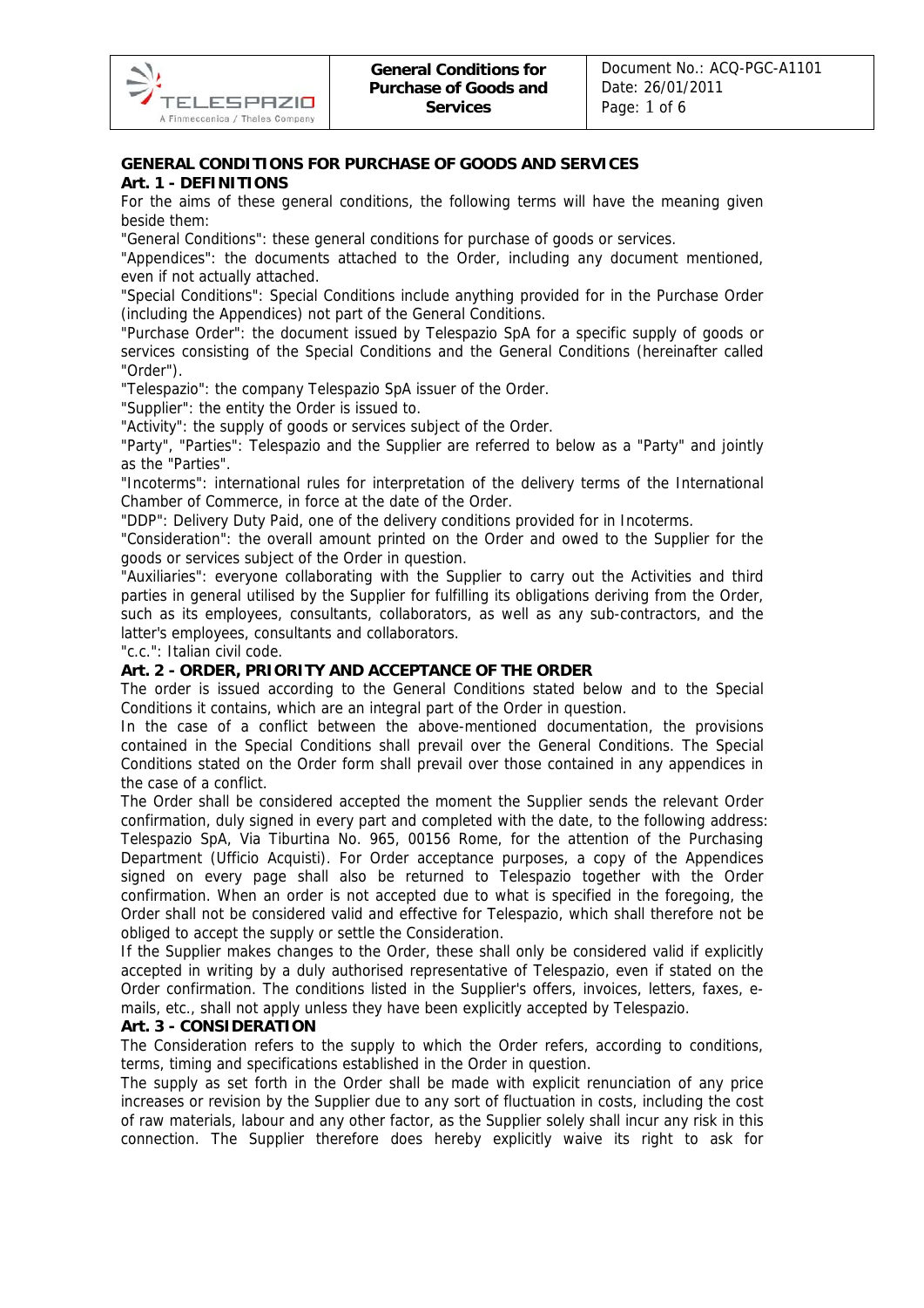# GENERAL CONDITIONS FOR PURCHASE OF GOODS AND SERVICES

## Art. 1 - DEFINITIONS

For the aims of these general conditions, the following terms will have the meaning given beside them:

"General Conditions": these general conditions for purchase of goods or services.

"Appendices": the documents attached to the Order, including any document mentioned, even if not actually attached.

"Special Conditions": Special Conditions include anything provided for in the Purchase Order (including the Appendices) not part of the General Conditions.

"Purchase Order": the document issued by Telespazio SpA for a specific supply of goods or services consisting of the Special Conditions and the General Conditions (hereinafter called "Order").

"Telespazio": the company Telespazio SpA issuer of the Order.

"Supplier": the entity the Order is issued to.

"Activity": the supply of goods or services subject of the Order.

"Party", "Parties": Telespazio and the Supplier are referred to below as a "Party" and jointly as the "Parties".

"Incoterms": international rules for interpretation of the delivery terms of the International Chamber of Commerce, in force at the date of the Order.

"DDP": Delivery Duty Paid, one of the delivery conditions provided for in Incoterms.

"Consideration": the overall amount printed on the Order and owed to the Supplier for the goods or services subject of the Order in question.

"Auxiliaries": everyone collaborating with the Supplier to carry out the Activities and third parties in general utilised by the Supplier for fulfilling its obligations deriving from the Order, such as its employees, consultants, collaborators, as well as any sub-contractors, and the latter's employees, consultants and collaborators.

"c.c.": Italian civil code.

## Art. 2 - ORDER, PRIORITY AND ACCEPTANCE OF THE ORDER

The order is issued according to the General Conditions stated below and to the Special Conditions it contains, which are an integral part of the Order in question.

In the case of a conflict between the above-mentioned documentation, the provisions contained in the Special Conditions shall prevail over the General Conditions. The Special Conditions stated on the Order form shall prevail over those contained in any appendices in the case of a conflict.

The Order shall be considered accepted the moment the Supplier sends the relevant Order confirmation, duly signed in every part and completed with the date, to the following address: Telespazio SpA, Via Tiburtina No. 965, 00156 Rome, for the attention of the Purchasing Department (Ufficio Acquisti). For Order acceptance purposes, a copy of the Appendices signed on every page shall also be returned to Telespazio together with the Order confirmation. When an order is not accepted due to what is specified in the foregoing, the Order shall not be considered valid and effective for Telespazio, which shall therefore not be obliged to accept the supply or settle the Consideration.

If the Supplier makes changes to the Order, these shall only be considered valid if explicitly accepted in writing by a duly authorised representative of Telespazio, even if stated on the Order confirmation. The conditions listed in the Supplier's offers, invoices, letters, faxes, e-mails, etc., shall not apply unless they have been explicitly accepted by Telespazio.

## Art. 3 - CONSIDERATION

The Consideration refers to the supply to which the Order refers, according to conditions, terms, timing and specifications established in the Order in question.

The supply as set forth in the Order shall be made with explicit renunciation of any price increases or revision by the Supplier due to any sort of fluctuation in costs, including the cost of raw materials, labour and any other factor, as the Supplier solely shall incur any risk in this connection. The Supplier therefore does hereby explicitly waive its right to ask for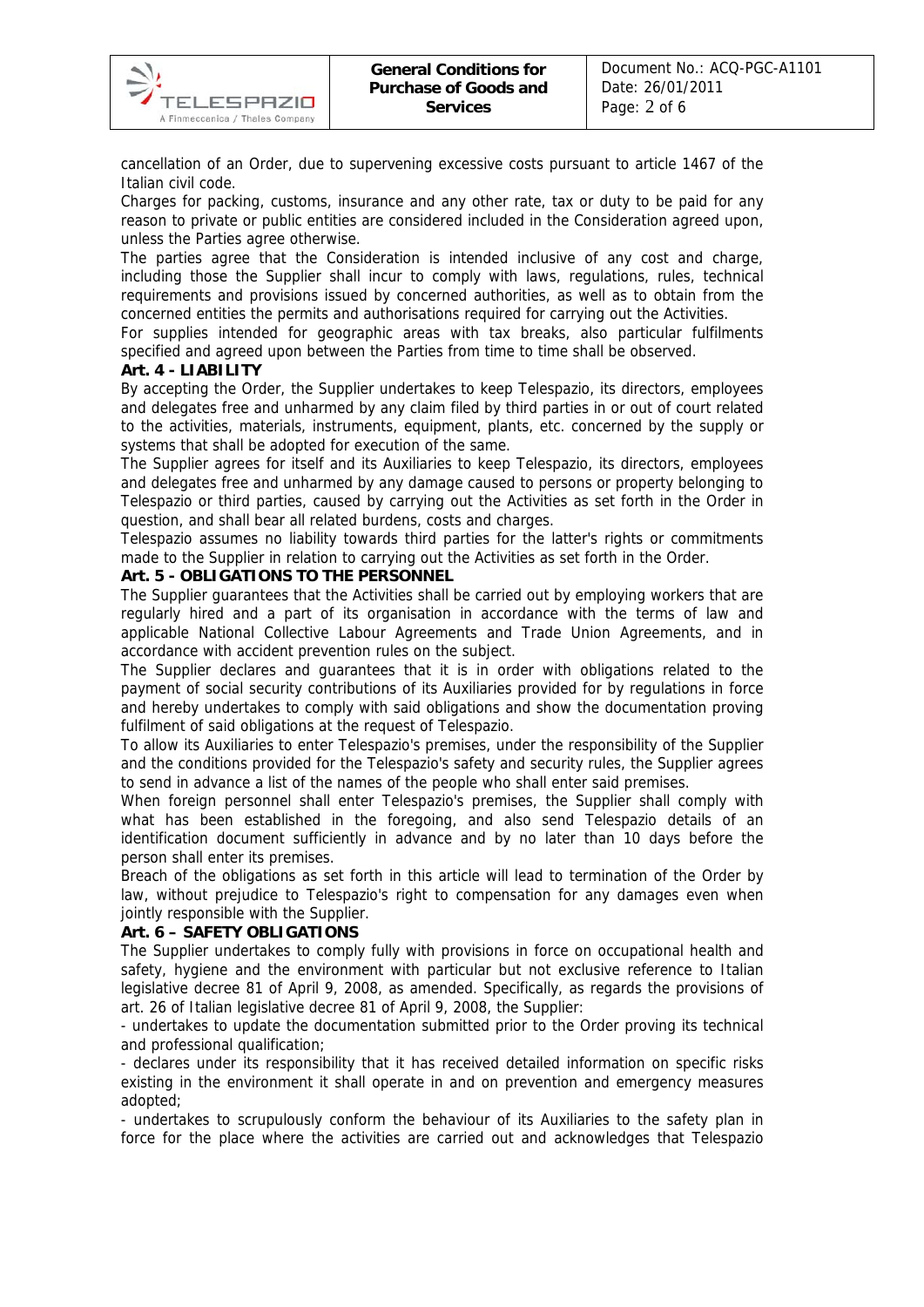cancellation of an Order, due to supervening excessive costs pursuant to article 1467 of the Italian civil code.

Charges for packing, customs, insurance and any other rate, tax or duty to be paid for any reason to private or public entities are considered included in the Consideration agreed upon, unless the Parties agree otherwise.

The parties agree that the Consideration is intended inclusive of any cost and charge, including those the Supplier shall incur to comply with laws, regulations, rules, technical requirements and provisions issued by concerned authorities, as well as to obtain from the concerned entities the permits and authorisations required for carrying out the Activities.

For supplies intended for geographic areas with tax breaks, also particular fulfilments specified and agreed upon between the Parties from time to time shall be observed.

**Art. 4 - LIABILITY**

By accepting the Order, the Supplier undertakes to keep Telespazio, its directors, employees and delegates free and unharmed by any claim filed by third parties in or out of court related to the activities, materials, instruments, equipment, plants, etc. concerned by the supply or systems that shall be adopted for execution of the same.

The Supplier agrees for itself and its Auxiliaries to keep Telespazio, its directors, employees and delegates free and unharmed by any damage caused to persons or property belonging to Telespazio or third parties, caused by carrying out the Activities as set forth in the Order in question, and shall bear all related burdens, costs and charges.

Telespazio assumes no liability towards third parties for the latter's rights or commitments made to the Supplier in relation to carrying out the Activities as set forth in the Order.

**Art. 5 - OBLIGATIONS TO THE PERSONNEL**

The Supplier guarantees that the Activities shall be carried out by employing workers that are regularly hired and a part of its organisation in accordance with the terms of law and applicable National Collective Labour Agreements and Trade Union Agreements, and in accordance with accident prevention rules on the subject.

The Supplier declares and guarantees that it is in order with obligations related to the payment of social security contributions of its Auxiliaries provided for by regulations in force and hereby undertakes to comply with said obligations and show the documentation proving fulfilment of said obligations at the request of Telespazio.

To allow its Auxiliaries to enter Telespazio's premises, under the responsibility of the Supplier and the conditions provided for the Telespazio's safety and security rules, the Supplier agrees to send in advance a list of the names of the people who shall enter said premises.

When foreign personnel shall enter Telespazio's premises, the Supplier shall comply with what has been established in the foregoing, and also send Telespazio details of an identification document sufficiently in advance and by no later than 10 days before the person shall enter its premises.

Breach of the obligations as set forth in this article will lead to termination of the Order by law, without prejudice to Telespazio's right to compensation for any damages even when jointly responsible with the Supplier.

**Art. 6 – SAFETY OBLIGATIONS**

The Supplier undertakes to comply fully with provisions in force on occupational health and safety, hygiene and the environment with particular but not exclusive reference to Italian legislative decree 81 of April 9, 2008, as amended. Specifically, as regards the provisions of art. 26 of Italian legislative decree 81 of April 9, 2008, the Supplier:

- undertakes to update the documentation submitted prior to the Order proving its technical and professional qualification;
- declares under its responsibility that it has received detailed information on specific risks existing in the environment it shall operate in and on prevention and emergency measures adopted;
- undertakes to scrupulously conform the behaviour of its Auxiliaries to the safety plan in force for the place where the activities are carried out and acknowledges that Telespazio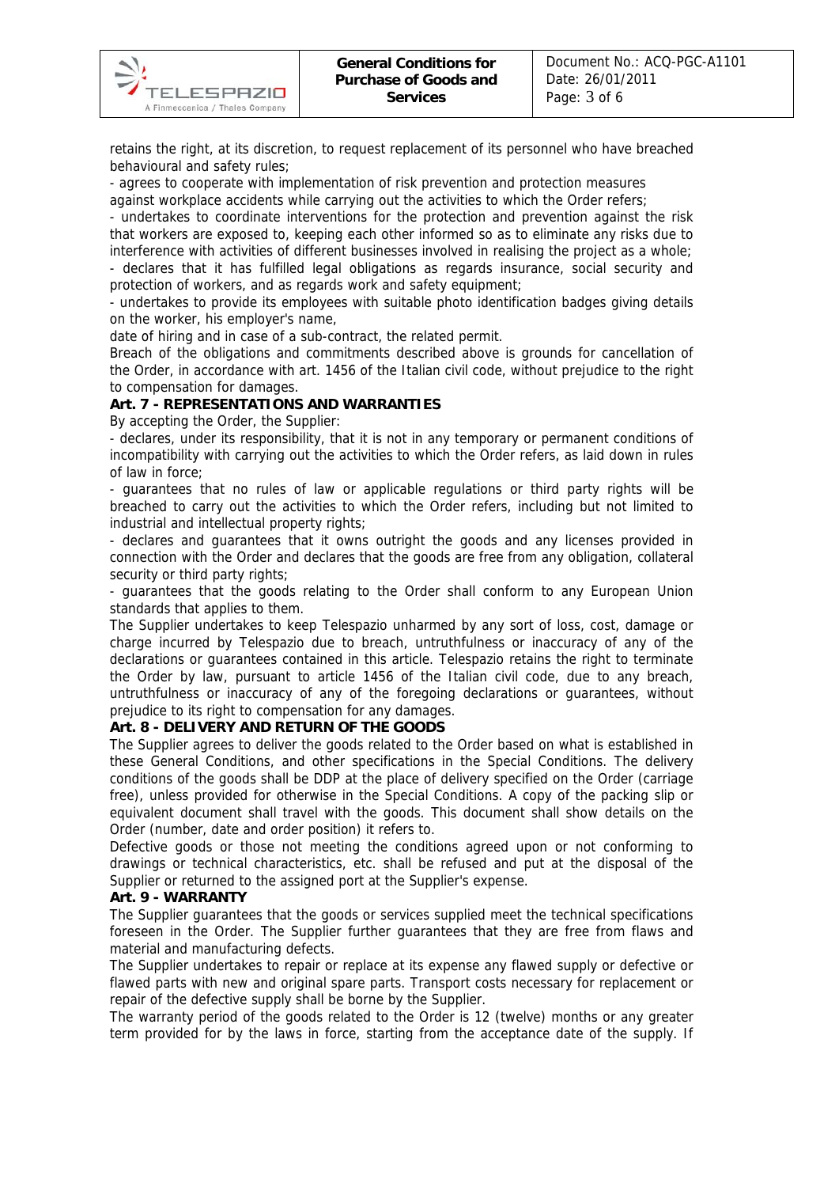retains the right, at its discretion, to request replacement of its personnel who have breached behavioural and safety rules;

- agrees to cooperate with implementation of risk prevention and protection measures against workplace accidents while carrying out the activities to which the Order refers;
- undertakes to coordinate interventions for the protection and prevention against the risk that workers are exposed to, keeping each other informed so as to eliminate any risks due to interference with activities of different businesses involved in realising the project as a whole;
- declares that it has fulfilled legal obligations as regards insurance, social security and protection of workers, and as regards work and safety equipment;
- undertakes to provide its employees with suitable photo identification badges giving details on the worker, his employer's name,

date of hiring and in case of a sub-contract, the related permit.

Breach of the obligations and commitments described above is grounds for cancellation of the Order, in accordance with art. 1456 of the Italian civil code, without prejudice to the right to compensation for damages.

**Art. 7 - REPRESENTATIONS AND WARRANTIES**

By accepting the Order, the Supplier:

- declares, under its responsibility, that it is not in any temporary or permanent conditions of incompatibility with carrying out the activities to which the Order refers, as laid down in rules of law in force;
- guarantees that no rules of law or applicable regulations or third party rights will be breached to carry out the activities to which the Order refers, including but not limited to industrial and intellectual property rights;
- declares and guarantees that it owns outright the goods and any licenses provided in connection with the Order and declares that the goods are free from any obligation, collateral security or third party rights;
- guarantees that the goods relating to the Order shall conform to any European Union standards that applies to them.

The Supplier undertakes to keep Telespazio unharmed by any sort of loss, cost, damage or charge incurred by Telespazio due to breach, untruthfulness or inaccuracy of any of the declarations or guarantees contained in this article. Telespazio retains the right to terminate the Order by law, pursuant to article 1456 of the Italian civil code, due to any breach, untruthfulness or inaccuracy of any of the foregoing declarations or guarantees, without prejudice to its right to compensation for any damages.

**Art. 8 - DELIVERY AND RETURN OF THE GOODS**

The Supplier agrees to deliver the goods related to the Order based on what is established in these General Conditions, and other specifications in the Special Conditions. The delivery conditions of the goods shall be DDP at the place of delivery specified on the Order (carriage free), unless provided for otherwise in the Special Conditions. A copy of the packing slip or equivalent document shall travel with the goods. This document shall show details on the Order (number, date and order position) it refers to.

Defective goods or those not meeting the conditions agreed upon or not conforming to drawings or technical characteristics, etc. shall be refused and put at the disposal of the Supplier or returned to the assigned port at the Supplier's expense.

**Art. 9 - WARRANTY**

The Supplier guarantees that the goods or services supplied meet the technical specifications foreseen in the Order. The Supplier further guarantees that they are free from flaws and material and manufacturing defects.

The Supplier undertakes to repair or replace at its expense any flawed supply or defective or flawed parts with new and original spare parts. Transport costs necessary for replacement or repair of the defective supply shall be borne by the Supplier.

The warranty period of the goods related to the Order is 12 (twelve) months or any greater term provided for by the laws in force, starting from the acceptance date of the supply. If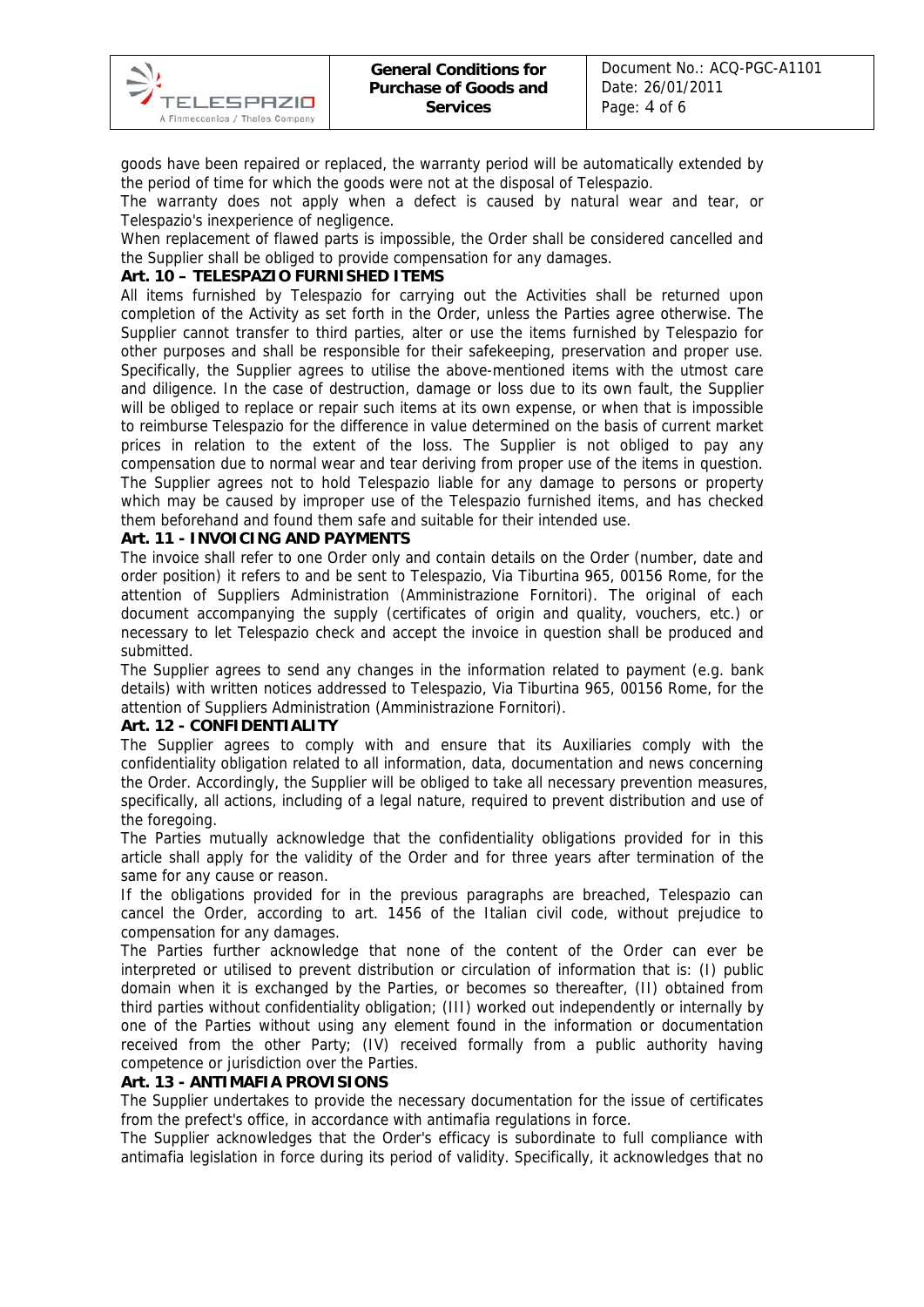goods have been repaired or replaced, the warranty period will be automatically extended by the period of time for which the goods were not at the disposal of Telespazio.

The warranty does not apply when a defect is caused by natural wear and tear, or Telespazio's inexperience of negligence.

When replacement of flawed parts is impossible, the Order shall be considered cancelled and the Supplier shall be obliged to provide compensation for any damages.

**Art. 10 – TELESPAZIO FURNISHED ITEMS**

All items furnished by Telespazio for carrying out the Activities shall be returned upon completion of the Activity as set forth in the Order, unless the Parties agree otherwise. The Supplier cannot transfer to third parties, alter or use the items furnished by Telespazio for other purposes and shall be responsible for their safekeeping, preservation and proper use. Specifically, the Supplier agrees to utilise the above-mentioned items with the utmost care and diligence. In the case of destruction, damage or loss due to its own fault, the Supplier will be obliged to replace or repair such items at its own expense, or when that is impossible to reimburse Telespazio for the difference in value determined on the basis of current market prices in relation to the extent of the loss. The Supplier is not obliged to pay any compensation due to normal wear and tear deriving from proper use of the items in question. The Supplier agrees not to hold Telespazio liable for any damage to persons or property which may be caused by improper use of the Telespazio furnished items, and has checked them beforehand and found them safe and suitable for their intended use.

**Art. 11 - INVOICING AND PAYMENTS**

The invoice shall refer to one Order only and contain details on the Order (number, date and order position) it refers to and be sent to Telespazio, Via Tiburtina 965, 00156 Rome, for the attention of Suppliers Administration (Amministrazione Fornitori). The original of each document accompanying the supply (certificates of origin and quality, vouchers, etc.) or necessary to let Telespazio check and accept the invoice in question shall be produced and submitted.

The Supplier agrees to send any changes in the information related to payment (e.g. bank details) with written notices addressed to Telespazio, Via Tiburtina 965, 00156 Rome, for the attention of Suppliers Administration (Amministrazione Fornitori).

**Art. 12 - CONFIDENTIALITY**

The Supplier agrees to comply with and ensure that its Auxiliaries comply with the confidentiality obligation related to all information, data, documentation and news concerning the Order. Accordingly, the Supplier will be obliged to take all necessary prevention measures, specifically, all actions, including of a legal nature, required to prevent distribution and use of the foregoing.

The Parties mutually acknowledge that the confidentiality obligations provided for in this article shall apply for the validity of the Order and for three years after termination of the same for any cause or reason.

If the obligations provided for in the previous paragraphs are breached, Telespazio can cancel the Order, according to art. 1456 of the Italian civil code, without prejudice to compensation for any damages.

The Parties further acknowledge that none of the content of the Order can ever be interpreted or utilised to prevent distribution or circulation of information that is: (I) public domain when it is exchanged by the Parties, or becomes so thereafter, (II) obtained from third parties without confidentiality obligation; (III) worked out independently or internally by one of the Parties without using any element found in the information or documentation received from the other Party; (IV) received formally from a public authority having competence or jurisdiction over the Parties.

**Art. 13 - ANTIMAFIA PROVISIONS**

The Supplier undertakes to provide the necessary documentation for the issue of certificates from the prefect's office, in accordance with antimafia regulations in force.

The Supplier acknowledges that the Order's efficacy is subordinate to full compliance with antimafia legislation in force during its period of validity. Specifically, it acknowledges that no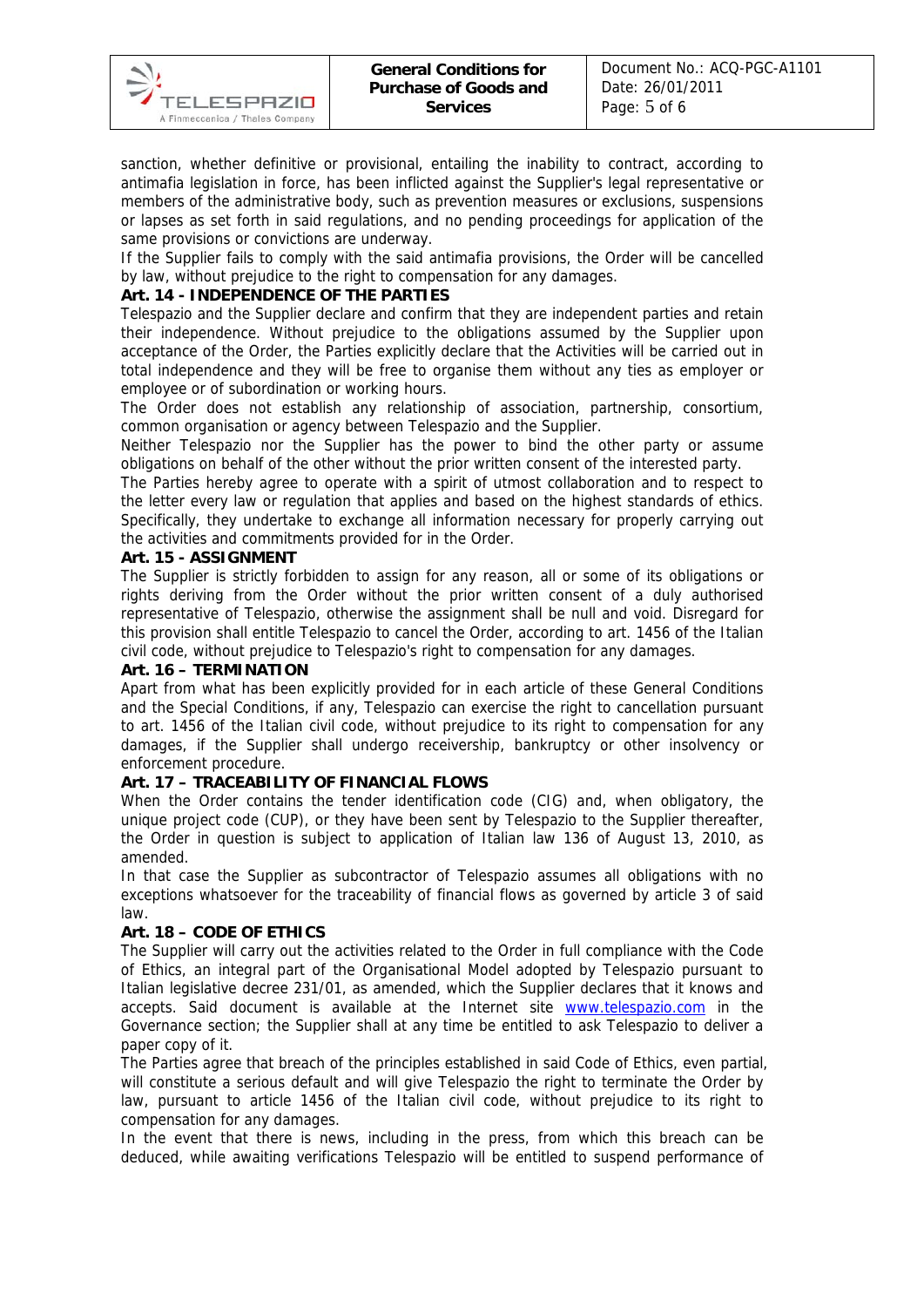sanction, whether definitive or provisional, entailing the inability to contract, according to antimafia legislation in force, has been inflicted against the Supplier's legal representative or members of the administrative body, such as prevention measures or exclusions, suspensions or lapses as set forth in said regulations, and no pending proceedings for application of the same provisions or convictions are underway.

If the Supplier fails to comply with the said antimafia provisions, the Order will be cancelled by law, without prejudice to the right to compensation for any damages.

**Art. 14 - INDEPENDENCE OF THE PARTIES**

Telespazio and the Supplier declare and confirm that they are independent parties and retain their independence. Without prejudice to the obligations assumed by the Supplier upon acceptance of the Order, the Parties explicitly declare that the Activities will be carried out in total independence and they will be free to organise them without any ties as employer or employee or of subordination or working hours.

The Order does not establish any relationship of association, partnership, consortium, common organisation or agency between Telespazio and the Supplier.

Neither Telespazio nor the Supplier has the power to bind the other party or assume obligations on behalf of the other without the prior written consent of the interested party.

The Parties hereby agree to operate with a spirit of utmost collaboration and to respect to the letter every law or regulation that applies and based on the highest standards of ethics. Specifically, they undertake to exchange all information necessary for properly carrying out the activities and commitments provided for in the Order.

**Art. 15 - ASSIGNMENT**

The Supplier is strictly forbidden to assign for any reason, all or some of its obligations or rights deriving from the Order without the prior written consent of a duly authorised representative of Telespazio, otherwise the assignment shall be null and void. Disregard for this provision shall entitle Telespazio to cancel the Order, according to art. 1456 of the Italian civil code, without prejudice to Telespazio's right to compensation for any damages.

**Art. 16 – TERMINATION**

Apart from what has been explicitly provided for in each article of these General Conditions and the Special Conditions, if any, Telespazio can exercise the right to cancellation pursuant to art. 1456 of the Italian civil code, without prejudice to its right to compensation for any damages, if the Supplier shall undergo receivership, bankruptcy or other insolvency or enforcement procedure.

**Art. 17 – TRACEABILITY OF FINANCIAL FLOWS**

When the Order contains the tender identification code (CIG) and, when obligatory, the unique project code (CUP), or they have been sent by Telespazio to the Supplier thereafter, the Order in question is subject to application of Italian law 136 of August 13, 2010, as amended.

In that case the Supplier as subcontractor of Telespazio assumes all obligations with no exceptions whatsoever for the traceability of financial flows as governed by article 3 of said law.

**Art. 18 – CODE OF ETHICS**

The Supplier will carry out the activities related to the Order in full compliance with the Code of Ethics, an integral part of the Organisational Model adopted by Telespazio pursuant to Italian legislative decree 231/01, as amended, which the Supplier declares that it knows and accepts. Said document is available at the Internet site [www.telespazio.com](http://www.telespazio.com) in the Governance section; the Supplier shall at any time be entitled to ask Telespazio to deliver a paper copy of it.

The Parties agree that breach of the principles established in said Code of Ethics, even partial, will constitute a serious default and will give Telespazio the right to terminate the Order by law, pursuant to article 1456 of the Italian civil code, without prejudice to its right to compensation for any damages.

In the event that there is news, including in the press, from which this breach can be deduced, while awaiting verifications Telespazio will be entitled to suspend performance of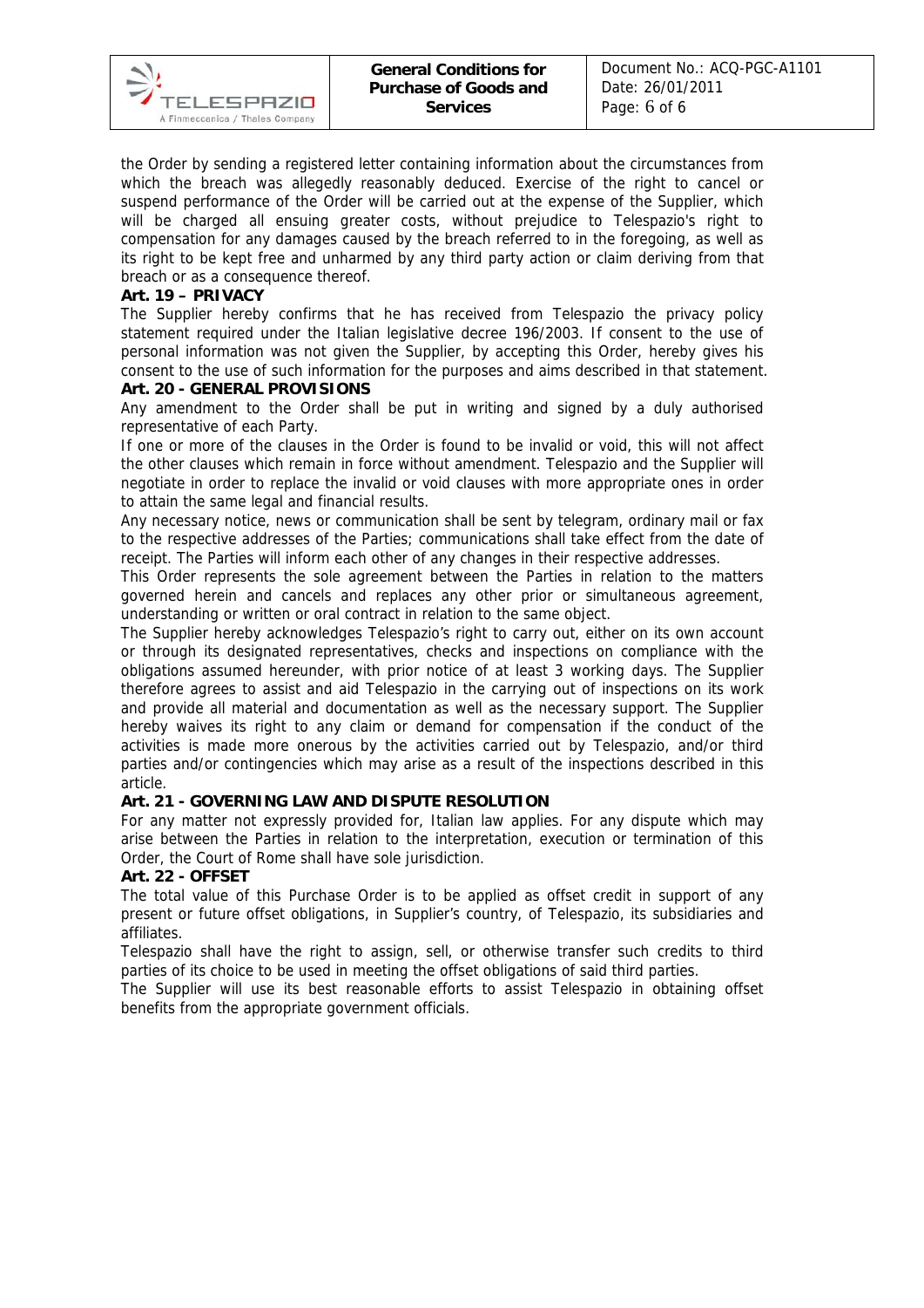the Order by sending a registered letter containing information about the circumstances from which the breach was allegedly reasonably deduced. Exercise of the right to cancel or suspend performance of the Order will be carried out at the expense of the Supplier, which will be charged all ensuing greater costs, without prejudice to Telespazio's right to compensation for any damages caused by the breach referred to in the foregoing, as well as its right to be kept free and unharmed by any third party action or claim deriving from that breach or as a consequence thereof.

**Art. 19 – PRIVACY**

The Supplier hereby confirms that he has received from Telespazio the privacy policy statement required under the Italian legislative decree 196/2003. If consent to the use of personal information was not given the Supplier, by accepting this Order, hereby gives his consent to the use of such information for the purposes and aims described in that statement.

**Art. 20 - GENERAL PROVISIONS**

Any amendment to the Order shall be put in writing and signed by a duly authorised representative of each Party.

If one or more of the clauses in the Order is found to be invalid or void, this will not affect the other clauses which remain in force without amendment. Telespazio and the Supplier will negotiate in order to replace the invalid or void clauses with more appropriate ones in order to attain the same legal and financial results.

Any necessary notice, news or communication shall be sent by telegram, ordinary mail or fax to the respective addresses of the Parties; communications shall take effect from the date of receipt. The Parties will inform each other of any changes in their respective addresses.

This Order represents the sole agreement between the Parties in relation to the matters governed herein and cancels and replaces any other prior or simultaneous agreement, understanding or written or oral contract in relation to the same object.

The Supplier hereby acknowledges Telespazio's right to carry out, either on its own account or through its designated representatives, checks and inspections on compliance with the obligations assumed hereunder, with prior notice of at least 3 working days. The Supplier therefore agrees to assist and aid Telespazio in the carrying out of inspections on its work and provide all material and documentation as well as the necessary support. The Supplier hereby waives its right to any claim or demand for compensation if the conduct of the activities is made more onerous by the activities carried out by Telespazio, and/or third parties and/or contingencies which may arise as a result of the inspections described in this article.

**Art. 21 - GOVERNING LAW AND DISPUTE RESOLUTION**

For any matter not expressly provided for, Italian law applies. For any dispute which may arise between the Parties in relation to the interpretation, execution or termination of this Order, the Court of Rome shall have sole jurisdiction.

**Art. 22 - OFFSET**

The total value of this Purchase Order is to be applied as offset credit in support of any present or future offset obligations, in Supplier's country, of Telespazio, its subsidiaries and affiliates.

Telespazio shall have the right to assign, sell, or otherwise transfer such credits to third parties of its choice to be used in meeting the offset obligations of said third parties.

The Supplier will use its best reasonable efforts to assist Telespazio in obtaining offset benefits from the appropriate government officials.